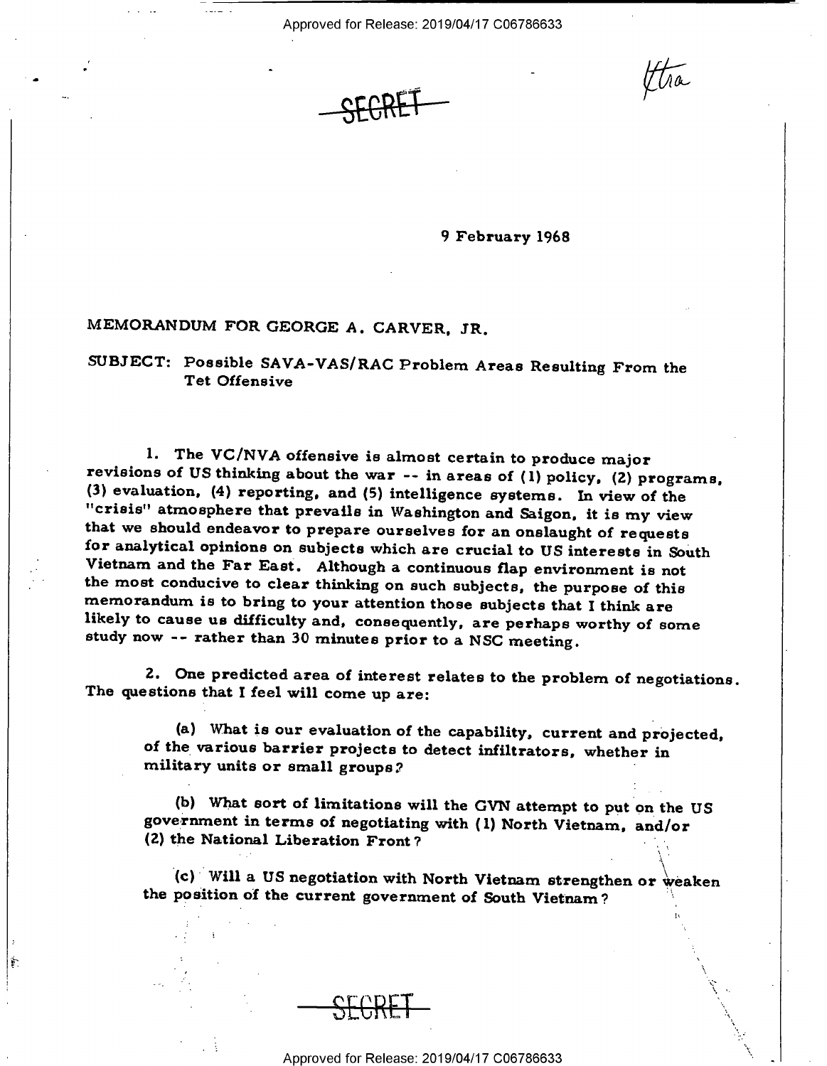SECRET

9 February 1968

MEMORANDUM FOR GEORGE A. CARVER, JR.

SUBJECT: Possible SAVA-VAS/RAC Problem Areas Resulting From the Tet Offensive

1. The VC/NVA offensive is almost certain to produce major revisions of US thinking about the war -- in areas of (1) policy, (2) programs, (3) evaluation, (4) reporting, and (5) intelligence systems. In view of the "crisis" atmosphere that prevails in Washington and Saigon, it is my view that we should endeavor to prepare ourselves for an onslaught of requests for analytical opinions on subjects which are crucial to US interests in South Vietnam and the Far East. Although a continuous flap environment is not the most conducive to clear thinking on such subjects, the purpose of this memorandum is to bring to your attention those subjects that I think are likely to cause us difficulty and, consequently, are perhaps worthy of some study now -- rather than 30 minutes prior to a NSC meeting.

2. One predicted area of interest relates to the problem of negotiations. The questions that I feel will come up are:

(a) What is our evaluation of the capability, current and projected, of the various barrier projects to detect infiltrators, whether in military units or small groups?

(b) What sort of limitations will the GVN attempt to put on the US government in terms of negotiating with (1) North Vietnam, and/or (2) the National Liberation Front?

(c) Will a US negotiation with North Vietnam strengthen or weaken the position of the current government of South Vietnam?

SECRET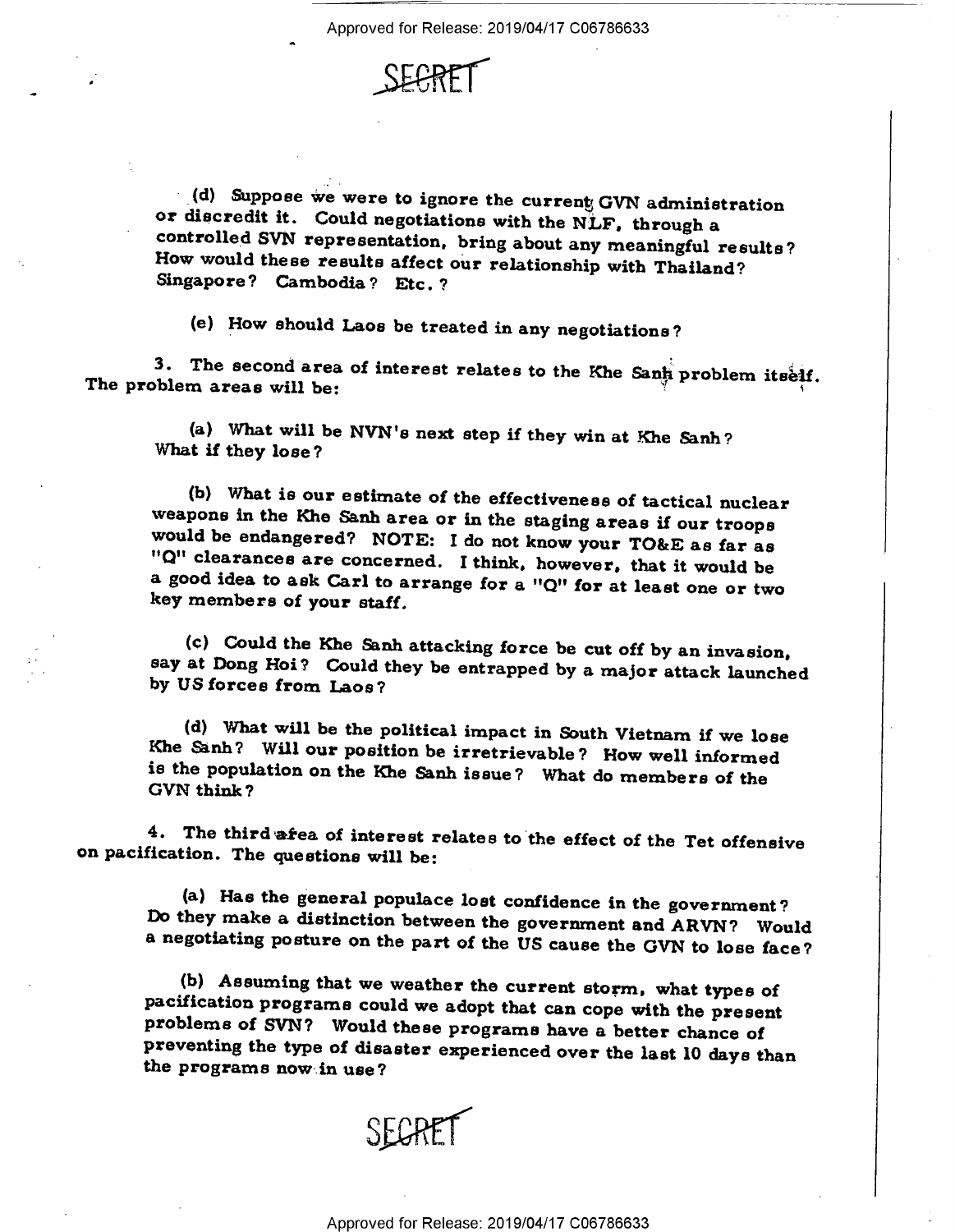SECRET

(d) Suppose we were to ignore the current GVN administration or discredit it. Could negotiations with the NLF, through a controlled SVN representation, bring about any meaningful results? How would these results affect our relationship with Thailand? Singapore? Cambodia? Etc.?

(e) How should Laos be treated in any negotiations?

3. The second area of interest relates to the Khe Sanh problem itself. The problem areas will be:

(a) What will be NVN's next step if they win at Khe Sanh? What if they lose?

(b) What is our estimate of the effectiveness of tactical nuclear weapons in the Khe Sanh area or in the staging areas if our troops would be endangered? NOTE: I do not know your TO&E as far as "Q" clearances are concerned. I think, however, that it would be a good idea to ask Carl to arrange for a "Q" for at least one or two key members of your staff.

(c) Could the Khe Sanh attacking force be cut off by an invasion, say at Dong Hoi? Could they be entrapped by a major attack launched by US forces from Laos?

(d) What will be the political impact in South Vietnam if we lose Khe Sanh? Will our position be irretrievable? How well informed is the population on the Khe Sanh issue? What do members of the GVN think?

4. The third area of interest relates to the effect of the Tet offensive on pacification. The questions will be:

(a) Has the general populace lost confidence in the government? Do they make a distinction between the government and ARVN? Would a negotiating posture on the part of the US cause the GVN to lose face?

(b) Assuming that we weather the current storm, what types of pacification programs could we adopt that can cope with the present problems of SVN? Would these programs have a better chance of preventing the type of disaster experienced over the last 10 days than the programs now in use?

SECRET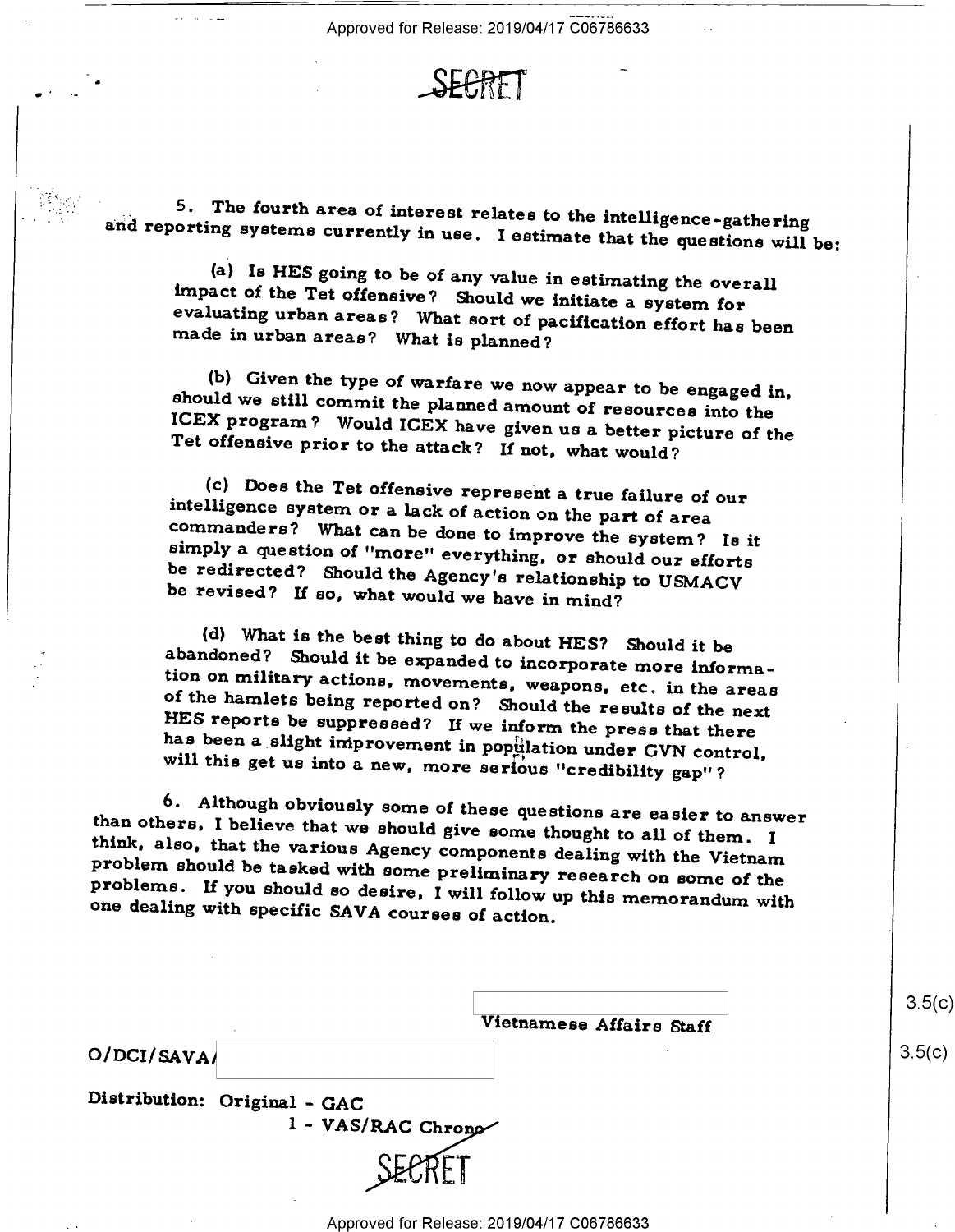SECRET

5. The fourth area of interest relates to the intelligence-gathering and reporting systems currently in use. I estimate that the questions will be:

(a) Is HES going to be of any value in estimating the overall impact of the Tet offensive? Should we initiate a system for evaluating urban areas? What sort of pacification effort has been made in urban areas? What is planned?

(b) Given the type of warfare we now appear to be engaged in, should we still commit the planned amount of resources into the ICEX program? Would ICEX have given us a better picture of the Tet offensive prior to the attack? If not, what would?

(c) Does the Tet offensive represent a true failure of our intelligence system or a lack of action on the part of area commanders? What can be done to improve the system? Is it simply a question of "more" everything, or should our efforts be redirected? Should the Agency's relationship to USMACV be revised? If so, what would we have in mind?

(d) What is the best thing to do about HES? Should it be abandoned? Should it be expanded to incorporate more information on military actions, movements, weapons, etc. in the areas of the hamlets being reported on? Should the results of the next HES reports be suppressed? If we inform the press that there has been a slight improvement in population under GVN control, will this get us into a new, more serious "credibility gap"?

6. Although obviously some of these questions are easier to answer than others, I believe that we should give some thought to all of them. I think, also, that the various Agency components dealing with the Vietnam problem should be tasked with some preliminary research on some of the problems. If you should so desire, I will follow up this memorandum with one dealing with specific SAVA courses of action.

[redacted] 3.5(c)

Vietnamese Affairs Staff

O/DCI/SAVA/[redacted] 3.5(c)

Distribution: Original - GAC
1 - VAS/RAC Chrono

SECRET